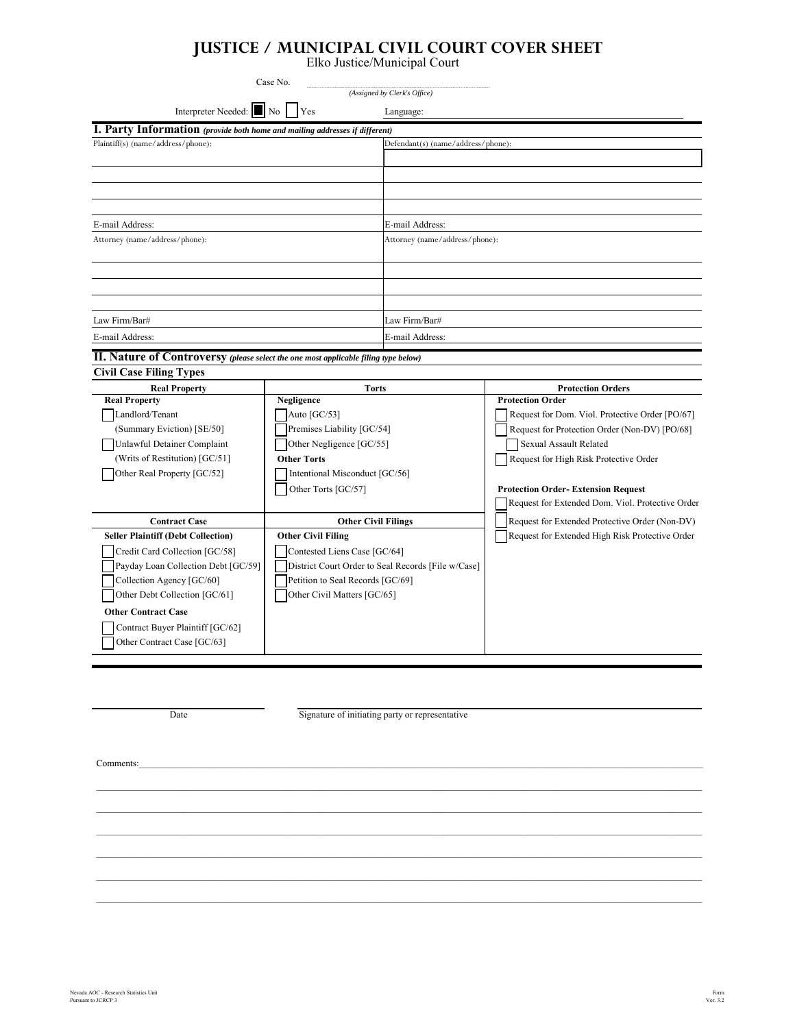# JUSTICE / MUNICIPAL CIVIL COURT COVER SHEET

Elko Justice/Municipal Court

Case No. ______________________
*(Assigned by Clerk's Office)*

Interpreter Needed: ☒ No ☐ Yes Language: ______________________

## I. Party Information *(provide both home and mailing addresses if different)*

| Plaintiff(s) (name/address/phone): | Defendant(s) (name/address/phone): |
|---|---|
| | |
| | |
| | |
| E-mail Address: | E-mail Address: |
| Attorney (name/address/phone): | Attorney (name/address/phone): |
| | |
| | |
| | |
| Law Firm/Bar# | Law Firm/Bar# |
| E-mail Address: | E-mail Address: |

## II. Nature of Controversy *(please select the one most applicable filing type below)*

### Civil Case Filing Types

| Real Property | Torts | Protection Orders |
|---|---|---|
| **Real Property** | **Negligence** | **Protection Order** |
| ☐ Landlord/Tenant (Summary Eviction) [SE/50] | ☐ Auto [GC/53] | ☐ Request for Dom. Viol. Protective Order [PO/67] |
| ☐ Unlawful Detainer Complaint (Writs of Restitution) [GC/51] | ☐ Premises Liability [GC/54] | ☐ Request for Protection Order (Non-DV) [PO/68] |
| ☐ Other Real Property [GC/52] | ☐ Other Negligence [GC/55] | ☐ Sexual Assault Related |
| | **Other Torts** | ☐ Request for High Risk Protective Order |
| | ☐ Intentional Misconduct [GC/56] | |
| | ☐ Other Torts [GC/57] | **Protection Order- Extension Request** |
| | | ☐ Request for Extended Dom. Viol. Protective Order |
| **Contract Case** | **Other Civil Filings** | ☐ Request for Extended Protective Order (Non-DV) |
| **Seller Plaintiff (Debt Collection)** | **Other Civil Filing** | ☐ Request for Extended High Risk Protective Order |
| ☐ Credit Card Collection [GC/58] | ☐ Contested Liens Case [GC/64] | |
| ☐ Payday Loan Collection Debt [GC/59] | ☐ District Court Order to Seal Records [File w/Case] | |
| ☐ Collection Agency [GC/60] | ☐ Petition to Seal Records [GC/69] | |
| ☐ Other Debt Collection [GC/61] | ☐ Other Civil Matters [GC/65] | |
| **Other Contract Case** | | |
| ☐ Contract Buyer Plaintiff [GC/62] | | |
| ☐ Other Contract Case [GC/63] | | |

______________________ ______________________________________________
Date Signature of initiating party or representative

Comments: ____________________________________________________________

Nevada AOC - Research Statistics Unit
Pursuant to JCRCP 3

Form
Ver. 3.2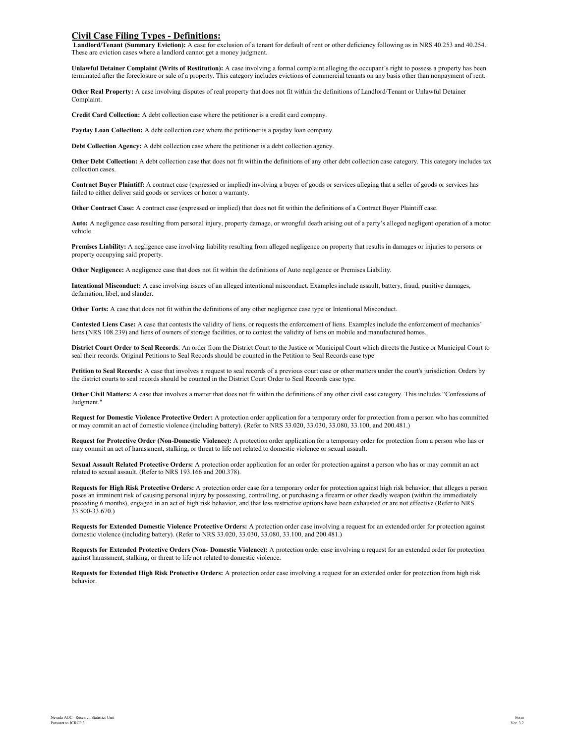## Civil Case Filing Types - Definitions:

**Landlord/Tenant (Summary Eviction):** A case for exclusion of a tenant for default of rent or other deficiency following as in NRS 40.253 and 40.254. These are eviction cases where a landlord cannot get a money judgment.

**Unlawful Detainer Complaint (Writs of Restitution):** A case involving a formal complaint alleging the occupant's right to possess a property has been terminated after the foreclosure or sale of a property. This category includes evictions of commercial tenants on any basis other than nonpayment of rent.

**Other Real Property:** A case involving disputes of real property that does not fit within the definitions of Landlord/Tenant or Unlawful Detainer Complaint.

**Credit Card Collection:** A debt collection case where the petitioner is a credit card company.

**Payday Loan Collection:** A debt collection case where the petitioner is a payday loan company.

**Debt Collection Agency:** A debt collection case where the petitioner is a debt collection agency.

**Other Debt Collection:** A debt collection case that does not fit within the definitions of any other debt collection case category. This category includes tax collection cases.

**Contract Buyer Plaintiff:** A contract case (expressed or implied) involving a buyer of goods or services alleging that a seller of goods or services has failed to either deliver said goods or services or honor a warranty.

**Other Contract Case:** A contract case (expressed or implied) that does not fit within the definitions of a Contract Buyer Plaintiff case.

**Auto:** A negligence case resulting from personal injury, property damage, or wrongful death arising out of a party's alleged negligent operation of a motor vehicle.

**Premises Liability:** A negligence case involving liability resulting from alleged negligence on property that results in damages or injuries to persons or property occupying said property.

**Other Negligence:** A negligence case that does not fit within the definitions of Auto negligence or Premises Liability.

**Intentional Misconduct:** A case involving issues of an alleged intentional misconduct. Examples include assault, battery, fraud, punitive damages, defamation, libel, and slander.

**Other Torts:** A case that does not fit within the definitions of any other negligence case type or Intentional Misconduct.

**Contested Liens Case:** A case that contests the validity of liens, or requests the enforcement of liens. Examples include the enforcement of mechanics' liens (NRS 108.239) and liens of owners of storage facilities, or to contest the validity of liens on mobile and manufactured homes.

**District Court Order to Seal Records**: An order from the District Court to the Justice or Municipal Court which directs the Justice or Municipal Court to seal their records. Original Petitions to Seal Records should be counted in the Petition to Seal Records case type

**Petition to Seal Records:** A case that involves a request to seal records of a previous court case or other matters under the court's jurisdiction. Orders by the district courts to seal records should be counted in the District Court Order to Seal Records case type.

**Other Civil Matters:** A case that involves a matter that does not fit within the definitions of any other civil case category. This includes "Confessions of Judgment."

**Request for Domestic Violence Protective Order:** A protection order application for a temporary order for protection from a person who has committed or may commit an act of domestic violence (including battery). (Refer to NRS 33.020, 33.030, 33.080, 33.100, and 200.481.)

**Request for Protective Order (Non-Domestic Violence):** A protection order application for a temporary order for protection from a person who has or may commit an act of harassment, stalking, or threat to life not related to domestic violence or sexual assault.

**Sexual Assault Related Protective Orders:** A protection order application for an order for protection against a person who has or may commit an act related to sexual assault. (Refer to NRS 193.166 and 200.378).

**Requests for High Risk Protective Orders:** A protection order case for a temporary order for protection against high risk behavior; that alleges a person poses an imminent risk of causing personal injury by possessing, controlling, or purchasing a firearm or other deadly weapon (within the immediately preceding 6 months), engaged in an act of high risk behavior, and that less restrictive options have been exhausted or are not effective (Refer to NRS 33.500-33.670.)

**Requests for Extended Domestic Violence Protective Orders:** A protection order case involving a request for an extended order for protection against domestic violence (including battery). (Refer to NRS 33.020, 33.030, 33.080, 33.100, and 200.481.)

**Requests for Extended Protective Orders (Non- Domestic Violence):** A protection order case involving a request for an extended order for protection against harassment, stalking, or threat to life not related to domestic violence.

**Requests for Extended High Risk Protective Orders:** A protection order case involving a request for an extended order for protection from high risk behavior.

Nevada AOC - Research Statistics Unit
Pursuant to JCRCP 3

Form
Ver. 3.2